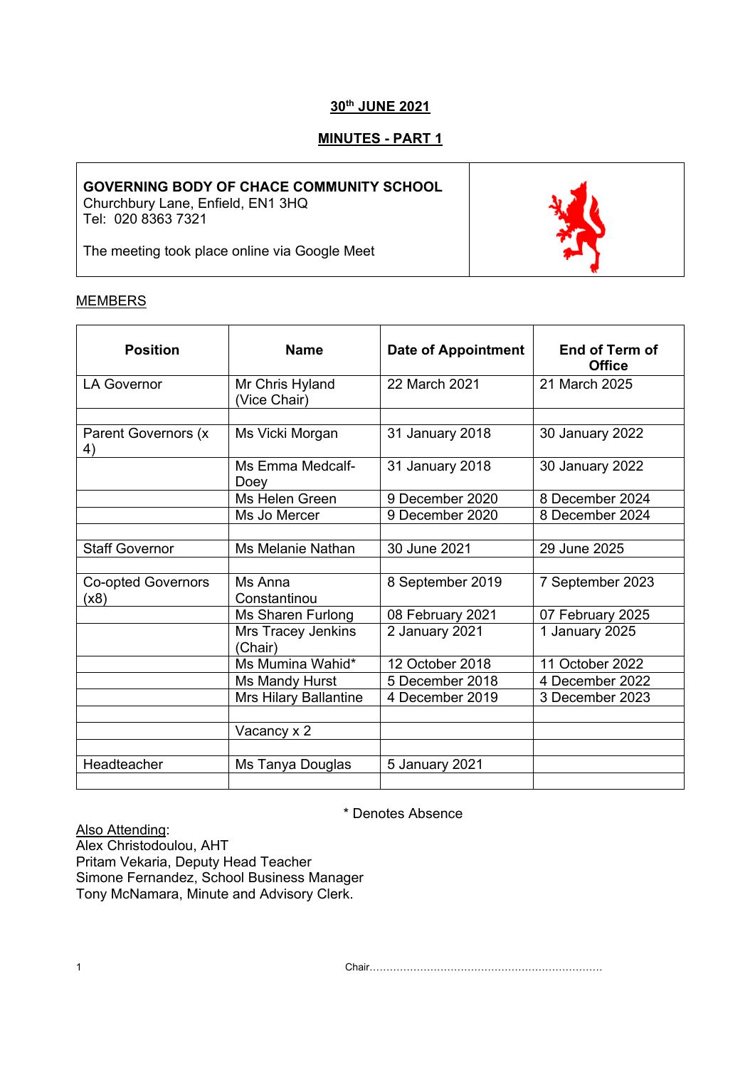**30th JUNE 2021**

**MINUTES - PART 1**

| **GOVERNING BODY OF CHACE COMMUNITY SCHOOL**<br>Churchbury Lane, Enfield, EN1 3HQ<br>Tel: 020 8363 7321<br><br>The meeting took place online via Google Meet | |
|---|---|

MEMBERS

| Position | Name | Date of Appointment | End of Term of Office |
|---|---|---|---|
| LA Governor | Mr Chris Hyland (Vice Chair) | 22 March 2021 | 21 March 2025 |
| | | | |
| Parent Governors (x 4) | Ms Vicki Morgan | 31 January 2018 | 30 January 2022 |
| | Ms Emma Medcalf-Doey | 31 January 2018 | 30 January 2022 |
| | Ms Helen Green | 9 December 2020 | 8 December 2024 |
| | Ms Jo Mercer | 9 December 2020 | 8 December 2024 |
| | | | |
| Staff Governor | Ms Melanie Nathan | 30 June 2021 | 29 June 2025 |
| | | | |
| Co-opted Governors (x8) | Ms Anna Constantinou | 8 September 2019 | 7 September 2023 |
| | Ms Sharen Furlong | 08 February 2021 | 07 February 2025 |
| | Mrs Tracey Jenkins (Chair) | 2 January 2021 | 1 January 2025 |
| | Ms Mumina Wahid* | 12 October 2018 | 11 October 2022 |
| | Ms Mandy Hurst | 5 December 2018 | 4 December 2022 |
| | Mrs Hilary Ballantine | 4 December 2019 | 3 December 2023 |
| | | | |
| | Vacancy x 2 | | |
| | | | |
| Headteacher | Ms Tanya Douglas | 5 January 2021 | |
| | | | |

\* Denotes Absence

Also Attending:
Alex Christodoulou, AHT
Pritam Vekaria, Deputy Head Teacher
Simone Fernandez, School Business Manager
Tony McNamara, Minute and Advisory Clerk.

Chair……………………………………………………………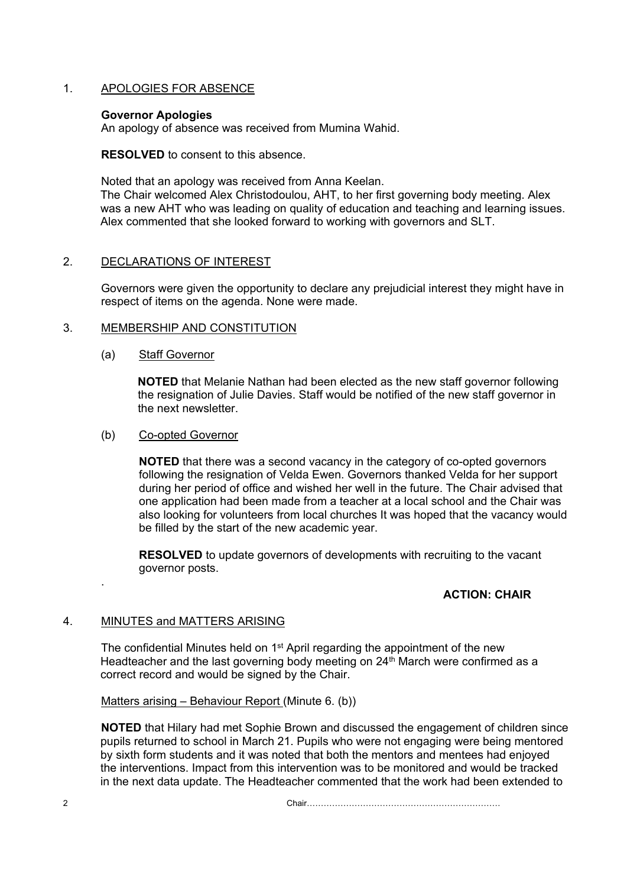1. APOLOGIES FOR ABSENCE

**Governor Apologies**
An apology of absence was received from Mumina Wahid.

**RESOLVED** to consent to this absence.

Noted that an apology was received from Anna Keelan.
The Chair welcomed Alex Christodoulou, AHT, to her first governing body meeting. Alex was a new AHT who was leading on quality of education and teaching and learning issues. Alex commented that she looked forward to working with governors and SLT.

2. DECLARATIONS OF INTEREST

Governors were given the opportunity to declare any prejudicial interest they might have in respect of items on the agenda. None were made.

3. MEMBERSHIP AND CONSTITUTION

(a) Staff Governor

**NOTED** that Melanie Nathan had been elected as the new staff governor following the resignation of Julie Davies. Staff would be notified of the new staff governor in the next newsletter.

(b) Co-opted Governor

**NOTED** that there was a second vacancy in the category of co-opted governors following the resignation of Velda Ewen. Governors thanked Velda for her support during her period of office and wished her well in the future. The Chair advised that one application had been made from a teacher at a local school and the Chair was also looking for volunteers from local churches It was hoped that the vacancy would be filled by the start of the new academic year.

**RESOLVED** to update governors of developments with recruiting to the vacant governor posts.

.

**ACTION: CHAIR**

4. MINUTES and MATTERS ARISING

The confidential Minutes held on 1st April regarding the appointment of the new Headteacher and the last governing body meeting on 24th March were confirmed as a correct record and would be signed by the Chair.

Matters arising – Behaviour Report (Minute 6. (b))

**NOTED** that Hilary had met Sophie Brown and discussed the engagement of children since pupils returned to school in March 21. Pupils who were not engaging were being mentored by sixth form students and it was noted that both the mentors and mentees had enjoyed the interventions. Impact from this intervention was to be monitored and would be tracked in the next data update. The Headteacher commented that the work had been extended to

Chair……………………………………………………………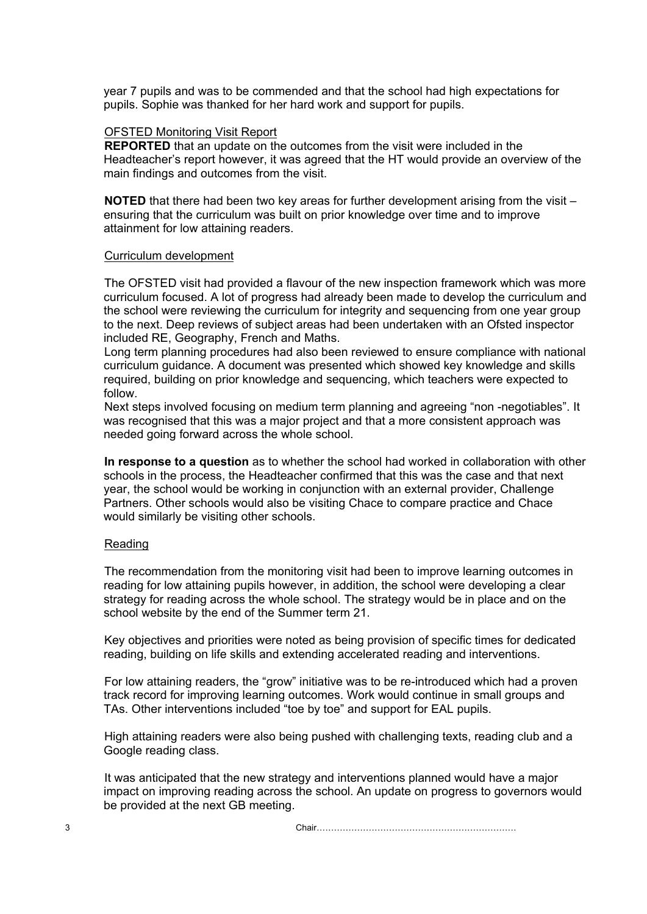year 7 pupils and was to be commended and that the school had high expectations for pupils. Sophie was thanked for her hard work and support for pupils.

OFSTED Monitoring Visit Report

**REPORTED** that an update on the outcomes from the visit were included in the Headteacher's report however, it was agreed that the HT would provide an overview of the main findings and outcomes from the visit.

**NOTED** that there had been two key areas for further development arising from the visit – ensuring that the curriculum was built on prior knowledge over time and to improve attainment for low attaining readers.

Curriculum development

The OFSTED visit had provided a flavour of the new inspection framework which was more curriculum focused. A lot of progress had already been made to develop the curriculum and the school were reviewing the curriculum for integrity and sequencing from one year group to the next. Deep reviews of subject areas had been undertaken with an Ofsted inspector included RE, Geography, French and Maths.

Long term planning procedures had also been reviewed to ensure compliance with national curriculum guidance. A document was presented which showed key knowledge and skills required, building on prior knowledge and sequencing, which teachers were expected to follow.

Next steps involved focusing on medium term planning and agreeing "non -negotiables". It was recognised that this was a major project and that a more consistent approach was needed going forward across the whole school.

**In response to a question** as to whether the school had worked in collaboration with other schools in the process, the Headteacher confirmed that this was the case and that next year, the school would be working in conjunction with an external provider, Challenge Partners. Other schools would also be visiting Chace to compare practice and Chace would similarly be visiting other schools.

Reading

The recommendation from the monitoring visit had been to improve learning outcomes in reading for low attaining pupils however, in addition, the school were developing a clear strategy for reading across the whole school. The strategy would be in place and on the school website by the end of the Summer term 21.

Key objectives and priorities were noted as being provision of specific times for dedicated reading, building on life skills and extending accelerated reading and interventions.

For low attaining readers, the "grow" initiative was to be re-introduced which had a proven track record for improving learning outcomes. Work would continue in small groups and TAs. Other interventions included "toe by toe" and support for EAL pupils.

High attaining readers were also being pushed with challenging texts, reading club and a Google reading class.

It was anticipated that the new strategy and interventions planned would have a major impact on improving reading across the school. An update on progress to governors would be provided at the next GB meeting.

Chair……………………………………………………………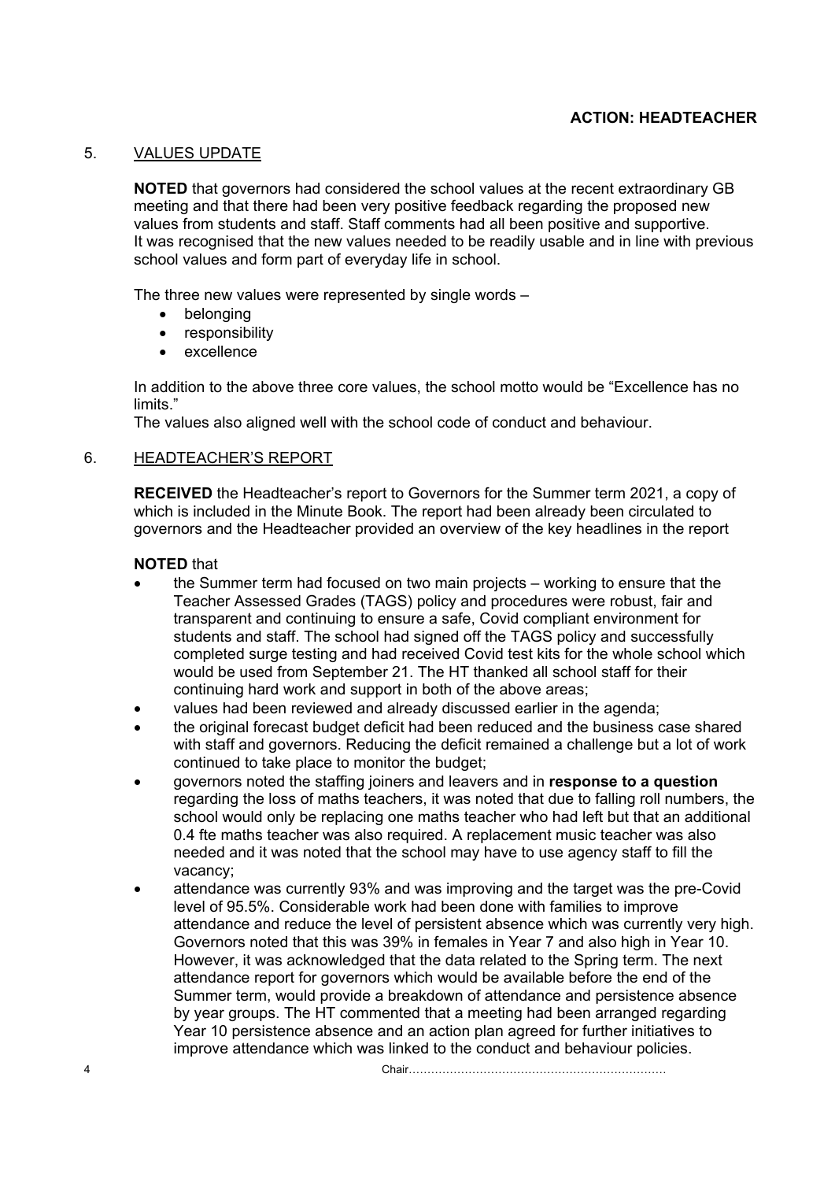**ACTION: HEADTEACHER**

5. VALUES UPDATE

**NOTED** that governors had considered the school values at the recent extraordinary GB meeting and that there had been very positive feedback regarding the proposed new values from students and staff. Staff comments had all been positive and supportive. It was recognised that the new values needed to be readily usable and in line with previous school values and form part of everyday life in school.

The three new values were represented by single words –

- belonging
- responsibility
- excellence

In addition to the above three core values, the school motto would be "Excellence has no limits."
The values also aligned well with the school code of conduct and behaviour.

6. HEADTEACHER'S REPORT

**RECEIVED** the Headteacher's report to Governors for the Summer term 2021, a copy of which is included in the Minute Book. The report had been already been circulated to governors and the Headteacher provided an overview of the key headlines in the report

**NOTED** that

- the Summer term had focused on two main projects – working to ensure that the Teacher Assessed Grades (TAGS) policy and procedures were robust, fair and transparent and continuing to ensure a safe, Covid compliant environment for students and staff. The school had signed off the TAGS policy and successfully completed surge testing and had received Covid test kits for the whole school which would be used from September 21. The HT thanked all school staff for their continuing hard work and support in both of the above areas;
- values had been reviewed and already discussed earlier in the agenda;
- the original forecast budget deficit had been reduced and the business case shared with staff and governors. Reducing the deficit remained a challenge but a lot of work continued to take place to monitor the budget;
- governors noted the staffing joiners and leavers and in **response to a question** regarding the loss of maths teachers, it was noted that due to falling roll numbers, the school would only be replacing one maths teacher who had left but that an additional 0.4 fte maths teacher was also required. A replacement music teacher was also needed and it was noted that the school may have to use agency staff to fill the vacancy;
- attendance was currently 93% and was improving and the target was the pre-Covid level of 95.5%. Considerable work had been done with families to improve attendance and reduce the level of persistent absence which was currently very high. Governors noted that this was 39% in females in Year 7 and also high in Year 10. However, it was acknowledged that the data related to the Spring term. The next attendance report for governors which would be available before the end of the Summer term, would provide a breakdown of attendance and persistence absence by year groups. The HT commented that a meeting had been arranged regarding Year 10 persistence absence and an action plan agreed for further initiatives to improve attendance which was linked to the conduct and behaviour policies.

Chair……………………………………………………………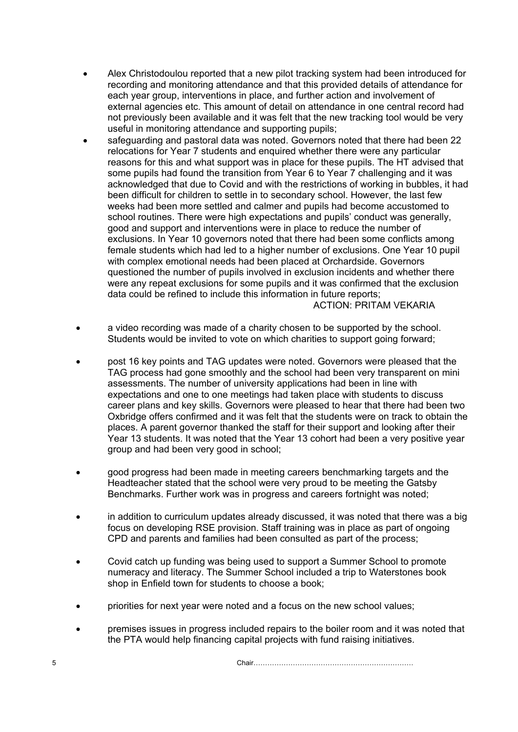- Alex Christodoulou reported that a new pilot tracking system had been introduced for recording and monitoring attendance and that this provided details of attendance for each year group, interventions in place, and further action and involvement of external agencies etc. This amount of detail on attendance in one central record had not previously been available and it was felt that the new tracking tool would be very useful in monitoring attendance and supporting pupils;
- safeguarding and pastoral data was noted. Governors noted that there had been 22 relocations for Year 7 students and enquired whether there were any particular reasons for this and what support was in place for these pupils. The HT advised that some pupils had found the transition from Year 6 to Year 7 challenging and it was acknowledged that due to Covid and with the restrictions of working in bubbles, it had been difficult for children to settle in to secondary school. However, the last few weeks had been more settled and calmer and pupils had become accustomed to school routines. There were high expectations and pupils' conduct was generally, good and support and interventions were in place to reduce the number of exclusions. In Year 10 governors noted that there had been some conflicts among female students which had led to a higher number of exclusions. One Year 10 pupil with complex emotional needs had been placed at Orchardside. Governors questioned the number of pupils involved in exclusion incidents and whether there were any repeat exclusions for some pupils and it was confirmed that the exclusion data could be refined to include this information in future reports;

  ACTION: PRITAM VEKARIA

- a video recording was made of a charity chosen to be supported by the school. Students would be invited to vote on which charities to support going forward;
- post 16 key points and TAG updates were noted. Governors were pleased that the TAG process had gone smoothly and the school had been very transparent on mini assessments. The number of university applications had been in line with expectations and one to one meetings had taken place with students to discuss career plans and key skills. Governors were pleased to hear that there had been two Oxbridge offers confirmed and it was felt that the students were on track to obtain the places. A parent governor thanked the staff for their support and looking after their Year 13 students. It was noted that the Year 13 cohort had been a very positive year group and had been very good in school;
- good progress had been made in meeting careers benchmarking targets and the Headteacher stated that the school were very proud to be meeting the Gatsby Benchmarks. Further work was in progress and careers fortnight was noted;
- in addition to curriculum updates already discussed, it was noted that there was a big focus on developing RSE provision. Staff training was in place as part of ongoing CPD and parents and families had been consulted as part of the process;
- Covid catch up funding was being used to support a Summer School to promote numeracy and literacy. The Summer School included a trip to Waterstones book shop in Enfield town for students to choose a book;
- priorities for next year were noted and a focus on the new school values;
- premises issues in progress included repairs to the boiler room and it was noted that the PTA would help financing capital projects with fund raising initiatives.

Chair…………………………………………………………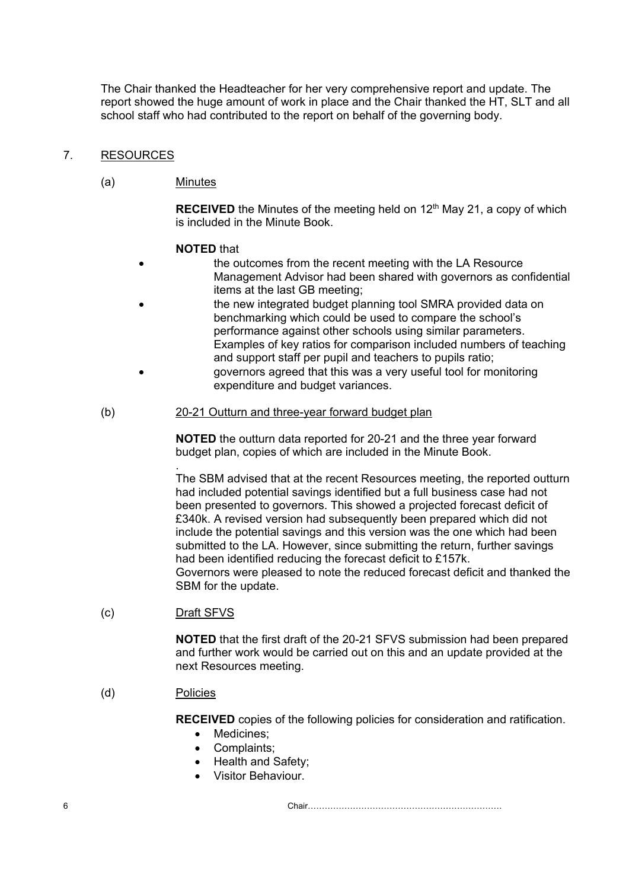The Chair thanked the Headteacher for her very comprehensive report and update. The report showed the huge amount of work in place and the Chair thanked the HT, SLT and all school staff who had contributed to the report on behalf of the governing body.

## 7. RESOURCES

### (a) Minutes

**RECEIVED** the Minutes of the meeting held on 12th May 21, a copy of which is included in the Minute Book.

**NOTED** that

- the outcomes from the recent meeting with the LA Resource Management Advisor had been shared with governors as confidential items at the last GB meeting;
- the new integrated budget planning tool SMRA provided data on benchmarking which could be used to compare the school's performance against other schools using similar parameters. Examples of key ratios for comparison included numbers of teaching and support staff per pupil and teachers to pupils ratio;
- governors agreed that this was a very useful tool for monitoring expenditure and budget variances.

### (b) 20-21 Outturn and three-year forward budget plan

**NOTED** the outturn data reported for 20-21 and the three year forward budget plan, copies of which are included in the Minute Book.

.
The SBM advised that at the recent Resources meeting, the reported outturn had included potential savings identified but a full business case had not been presented to governors. This showed a projected forecast deficit of £340k. A revised version had subsequently been prepared which did not include the potential savings and this version was the one which had been submitted to the LA. However, since submitting the return, further savings had been identified reducing the forecast deficit to £157k.
Governors were pleased to note the reduced forecast deficit and thanked the SBM for the update.

### (c) Draft SFVS

**NOTED** that the first draft of the 20-21 SFVS submission had been prepared and further work would be carried out on this and an update provided at the next Resources meeting.

### (d) Policies

**RECEIVED** copies of the following policies for consideration and ratification.

- Medicines;
- Complaints;
- Health and Safety;
- Visitor Behaviour.

Chair……………………………………………………………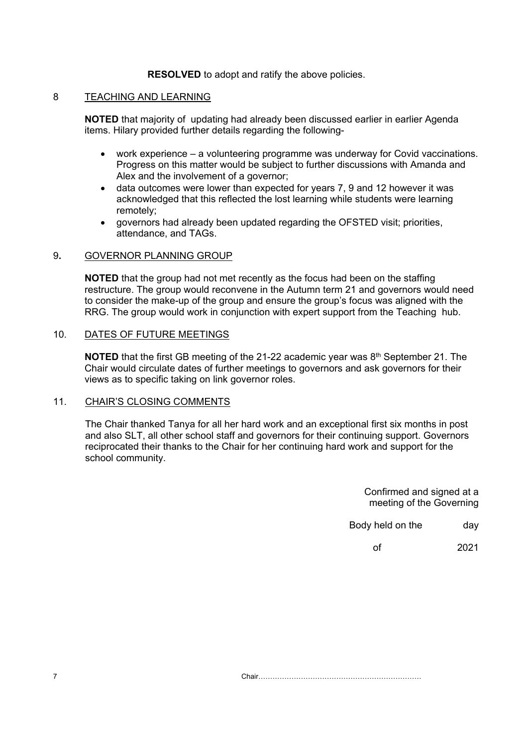**RESOLVED** to adopt and ratify the above policies.

## 8 TEACHING AND LEARNING

**NOTED** that majority of updating had already been discussed earlier in earlier Agenda items. Hilary provided further details regarding the following-

- work experience – a volunteering programme was underway for Covid vaccinations. Progress on this matter would be subject to further discussions with Amanda and Alex and the involvement of a governor;
- data outcomes were lower than expected for years 7, 9 and 12 however it was acknowledged that this reflected the lost learning while students were learning remotely;
- governors had already been updated regarding the OFSTED visit; priorities, attendance, and TAGs.

## 9. GOVERNOR PLANNING GROUP

**NOTED** that the group had not met recently as the focus had been on the staffing restructure. The group would reconvene in the Autumn term 21 and governors would need to consider the make-up of the group and ensure the group's focus was aligned with the RRG. The group would work in conjunction with expert support from the Teaching hub.

## 10. DATES OF FUTURE MEETINGS

**NOTED** that the first GB meeting of the 21-22 academic year was 8th September 21. The Chair would circulate dates of further meetings to governors and ask governors for their views as to specific taking on link governor roles.

## 11. CHAIR'S CLOSING COMMENTS

The Chair thanked Tanya for all her hard work and an exceptional first six months in post and also SLT, all other school staff and governors for their continuing support. Governors reciprocated their thanks to the Chair for her continuing hard work and support for the school community.

Confirmed and signed at a meeting of the Governing

Body held on the day

of 2021

Chair……………………………………………………………